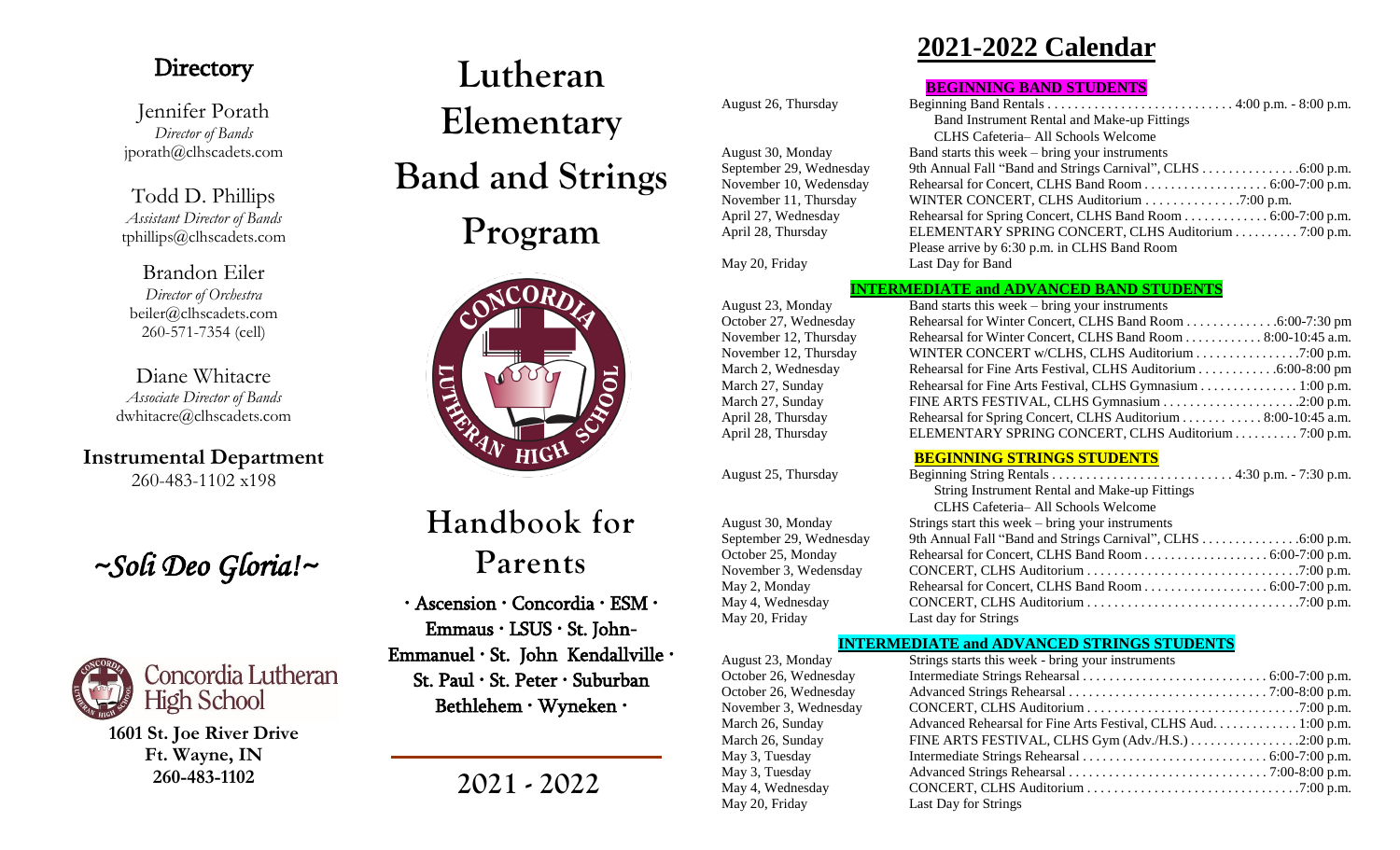## Directory

Jennifer Porath
*Director of Bands*
jporath@clhscadets.com

Todd D. Phillips
*Assistant Director of Bands*
tphillips@clhscadets.com

Brandon Eiler
*Director of Orchestra*
beiler@clhscadets.com
260-571-7354 (cell)

Diane Whitacre
*Associate Director of Bands*
dwhitacre@clhscadets.com

**Instrumental Department**
260-483-1102 x198

*~Soli Deo Gloria!~*

Concordia Lutheran High School

**1601 St. Joe River Drive**
**Ft. Wayne, IN**
**260-483-1102**

# Lutheran Elementary Band and Strings Program

## Handbook for Parents

· Ascension · Concordia · ESM · Emmaus · LSUS · St. John-Emmanuel · St. John Kendallville · St. Paul · St. Peter · Suburban Bethlehem · Wyneken ·

2021 - 2022

# 2021-2022 Calendar

### BEGINNING BAND STUDENTS

| | |
|---|---|
| August 26, Thursday | Beginning Band Rentals . . . . . . . . . . 4:00 p.m. - 8:00 p.m.<br>Band Instrument Rental and Make-up Fittings<br>CLHS Cafeteria– All Schools Welcome |
| August 30, Monday | Band starts this week – bring your instruments |
| September 29, Wednesday | 9th Annual Fall "Band and Strings Carnival", CLHS . . . . . . . 6:00 p.m. |
| November 10, Wedensday | Rehearsal for Concert, CLHS Band Room . . . . . . . 6:00-7:00 p.m. |
| November 11, Thursday | WINTER CONCERT, CLHS Auditorium . . . . . . 7:00 p.m. |
| April 27, Wednesday | Rehearsal for Spring Concert, CLHS Band Room . . . . . . 6:00-7:00 p.m. |
| April 28, Thursday | ELEMENTARY SPRING CONCERT, CLHS Auditorium . . . . . 7:00 p.m.<br>Please arrive by 6:30 p.m. in CLHS Band Room |
| May 20, Friday | Last Day for Band |

### INTERMEDIATE and ADVANCED BAND STUDENTS

| | |
|---|---|
| August 23, Monday | Band starts this week – bring your instruments |
| October 27, Wednesday | Rehearsal for Winter Concert, CLHS Band Room . . . . . . 6:00-7:30 pm |
| November 12, Thursday | Rehearsal for Winter Concert, CLHS Band Room . . . . . . 8:00-10:45 a.m. |
| November 12, Thursday | WINTER CONCERT w/CLHS, CLHS Auditorium . . . . . . 7:00 p.m. |
| March 2, Wednesday | Rehearsal for Fine Arts Festival, CLHS Auditorium . . . . . . 6:00-8:00 pm |
| March 27, Sunday | Rehearsal for Fine Arts Festival, CLHS Gymnasium . . . . . . 1:00 p.m. |
| March 27, Sunday | FINE ARTS FESTIVAL, CLHS Gymnasium . . . . . . 2:00 p.m. |
| April 28, Thursday | Rehearsal for Spring Concert, CLHS Auditorium . . . . . . 8:00-10:45 a.m. |
| April 28, Thursday | ELEMENTARY SPRING CONCERT, CLHS Auditorium . . . . . 7:00 p.m. |

### BEGINNING STRINGS STUDENTS

| | |
|---|---|
| August 25, Thursday | Beginning String Rentals . . . . . . . . . . 4:30 p.m. - 7:30 p.m.<br>String Instrument Rental and Make-up Fittings<br>CLHS Cafeteria– All Schools Welcome |
| August 30, Monday | Strings start this week – bring your instruments |
| September 29, Wednesday | 9th Annual Fall "Band and Strings Carnival", CLHS . . . . . . . 6:00 p.m. |
| October 25, Monday | Rehearsal for Concert, CLHS Band Room . . . . . . . 6:00-7:00 p.m. |
| November 3, Wedensday | CONCERT, CLHS Auditorium . . . . . . . . . . 7:00 p.m. |
| May 2, Monday | Rehearsal for Concert, CLHS Band Room . . . . . . . 6:00-7:00 p.m. |
| May 4, Wednesday | CONCERT, CLHS Auditorium . . . . . . . . . . 7:00 p.m. |
| May 20, Friday | Last day for Strings |

### INTERMEDIATE and ADVANCED STRINGS STUDENTS

| | |
|---|---|
| August 23, Monday | Strings starts this week - bring your instruments |
| October 26, Wednesday | Intermediate Strings Rehearsal . . . . . . . . . . 6:00-7:00 p.m. |
| October 26, Wednesday | Advanced Strings Rehearsal . . . . . . . . . . 7:00-8:00 p.m. |
| November 3, Wednesday | CONCERT, CLHS Auditorium . . . . . . . . . . 7:00 p.m. |
| March 26, Sunday | Advanced Rehearsal for Fine Arts Festival, CLHS Aud. . . . . . . 1:00 p.m. |
| March 26, Sunday | FINE ARTS FESTIVAL, CLHS Gym (Adv./H.S.) . . . . . . 2:00 p.m. |
| May 3, Tuesday | Intermediate Strings Rehearsal . . . . . . . . . . 6:00-7:00 p.m. |
| May 3, Tuesday | Advanced Strings Rehearsal . . . . . . . . . . 7:00-8:00 p.m. |
| May 4, Wednesday | CONCERT, CLHS Auditorium . . . . . . . . . . 7:00 p.m. |
| May 20, Friday | Last Day for Strings |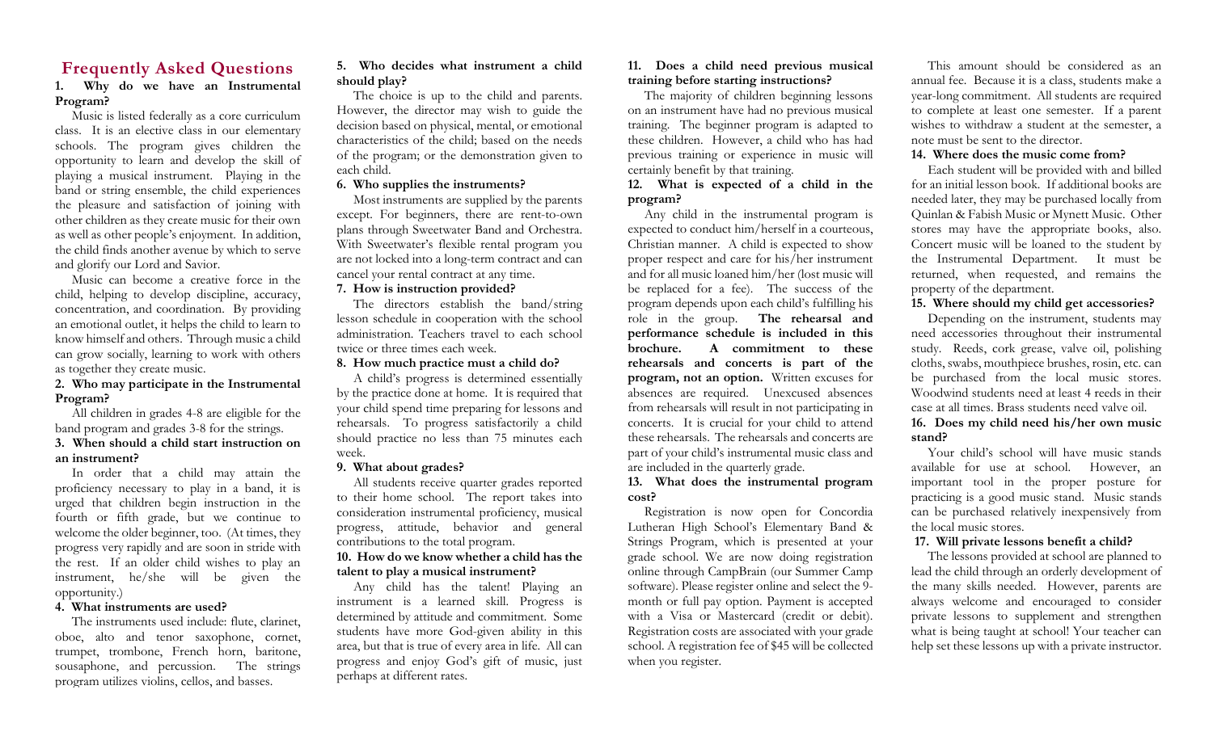# Frequently Asked Questions

**1. Why do we have an Instrumental Program?**

Music is listed federally as a core curriculum class. It is an elective class in our elementary schools. The program gives children the opportunity to learn and develop the skill of playing a musical instrument. Playing in the band or string ensemble, the child experiences the pleasure and satisfaction of joining with other children as they create music for their own as well as other people's enjoyment. In addition, the child finds another avenue by which to serve and glorify our Lord and Savior.

Music can become a creative force in the child, helping to develop discipline, accuracy, concentration, and coordination. By providing an emotional outlet, it helps the child to learn to know himself and others. Through music a child can grow socially, learning to work with others as together they create music.

**2. Who may participate in the Instrumental Program?**

All children in grades 4-8 are eligible for the band program and grades 3-8 for the strings.

**3. When should a child start instruction on an instrument?**

In order that a child may attain the proficiency necessary to play in a band, it is urged that children begin instruction in the fourth or fifth grade, but we continue to welcome the older beginner, too. (At times, they progress very rapidly and are soon in stride with the rest. If an older child wishes to play an instrument, he/she will be given the opportunity.)

**4. What instruments are used?**

The instruments used include: flute, clarinet, oboe, alto and tenor saxophone, cornet, trumpet, trombone, French horn, baritone, sousaphone, and percussion. The strings program utilizes violins, cellos, and basses.

**5. Who decides what instrument a child should play?**

The choice is up to the child and parents. However, the director may wish to guide the decision based on physical, mental, or emotional characteristics of the child; based on the needs of the program; or the demonstration given to each child.

**6. Who supplies the instruments?**

Most instruments are supplied by the parents except. For beginners, there are rent-to-own plans through Sweetwater Band and Orchestra. With Sweetwater's flexible rental program you are not locked into a long-term contract and can cancel your rental contract at any time.

**7. How is instruction provided?**

The directors establish the band/string lesson schedule in cooperation with the school administration. Teachers travel to each school twice or three times each week.

**8. How much practice must a child do?**

A child's progress is determined essentially by the practice done at home. It is required that your child spend time preparing for lessons and rehearsals. To progress satisfactorily a child should practice no less than 75 minutes each week.

**9. What about grades?**

All students receive quarter grades reported to their home school. The report takes into consideration instrumental proficiency, musical progress, attitude, behavior and general contributions to the total program.

**10. How do we know whether a child has the talent to play a musical instrument?**

Any child has the talent! Playing an instrument is a learned skill. Progress is determined by attitude and commitment. Some students have more God-given ability in this area, but that is true of every area in life. All can progress and enjoy God's gift of music, just perhaps at different rates.

**11. Does a child need previous musical training before starting instructions?**

The majority of children beginning lessons on an instrument have had no previous musical training. The beginner program is adapted to these children. However, a child who has had previous training or experience in music will certainly benefit by that training.

**12. What is expected of a child in the program?**

Any child in the instrumental program is expected to conduct him/herself in a courteous, Christian manner. A child is expected to show proper respect and care for his/her instrument and for all music loaned him/her (lost music will be replaced for a fee). The success of the program depends upon each child's fulfilling his role in the group. **The rehearsal and performance schedule is included in this brochure. A commitment to these rehearsals and concerts is part of the program, not an option.** Written excuses for absences are required. Unexcused absences from rehearsals will result in not participating in concerts. It is crucial for your child to attend these rehearsals. The rehearsals and concerts are part of your child's instrumental music class and are included in the quarterly grade.

**13. What does the instrumental program cost?**

Registration is now open for Concordia Lutheran High School's Elementary Band & Strings Program, which is presented at your grade school. We are now doing registration online through CampBrain (our Summer Camp software). Please register online and select the 9-month or full pay option. Payment is accepted with a Visa or Mastercard (credit or debit). Registration costs are associated with your grade school. A registration fee of $45 will be collected when you register.

This amount should be considered as an annual fee. Because it is a class, students make a year-long commitment. All students are required to complete at least one semester. If a parent wishes to withdraw a student at the semester, a note must be sent to the director.

**14. Where does the music come from?**

Each student will be provided with and billed for an initial lesson book. If additional books are needed later, they may be purchased locally from Quinlan & Fabish Music or Mynett Music. Other stores may have the appropriate books, also. Concert music will be loaned to the student by the Instrumental Department. It must be returned, when requested, and remains the property of the department.

**15. Where should my child get accessories?**

Depending on the instrument, students may need accessories throughout their instrumental study. Reeds, cork grease, valve oil, polishing cloths, swabs, mouthpiece brushes, rosin, etc. can be purchased from the local music stores. Woodwind students need at least 4 reeds in their case at all times. Brass students need valve oil.

**16. Does my child need his/her own music stand?**

Your child's school will have music stands available for use at school. However, an important tool in the proper posture for practicing is a good music stand. Music stands can be purchased relatively inexpensively from the local music stores.

**17. Will private lessons benefit a child?**

The lessons provided at school are planned to lead the child through an orderly development of the many skills needed. However, parents are always welcome and encouraged to consider private lessons to supplement and strengthen what is being taught at school! Your teacher can help set these lessons up with a private instructor.